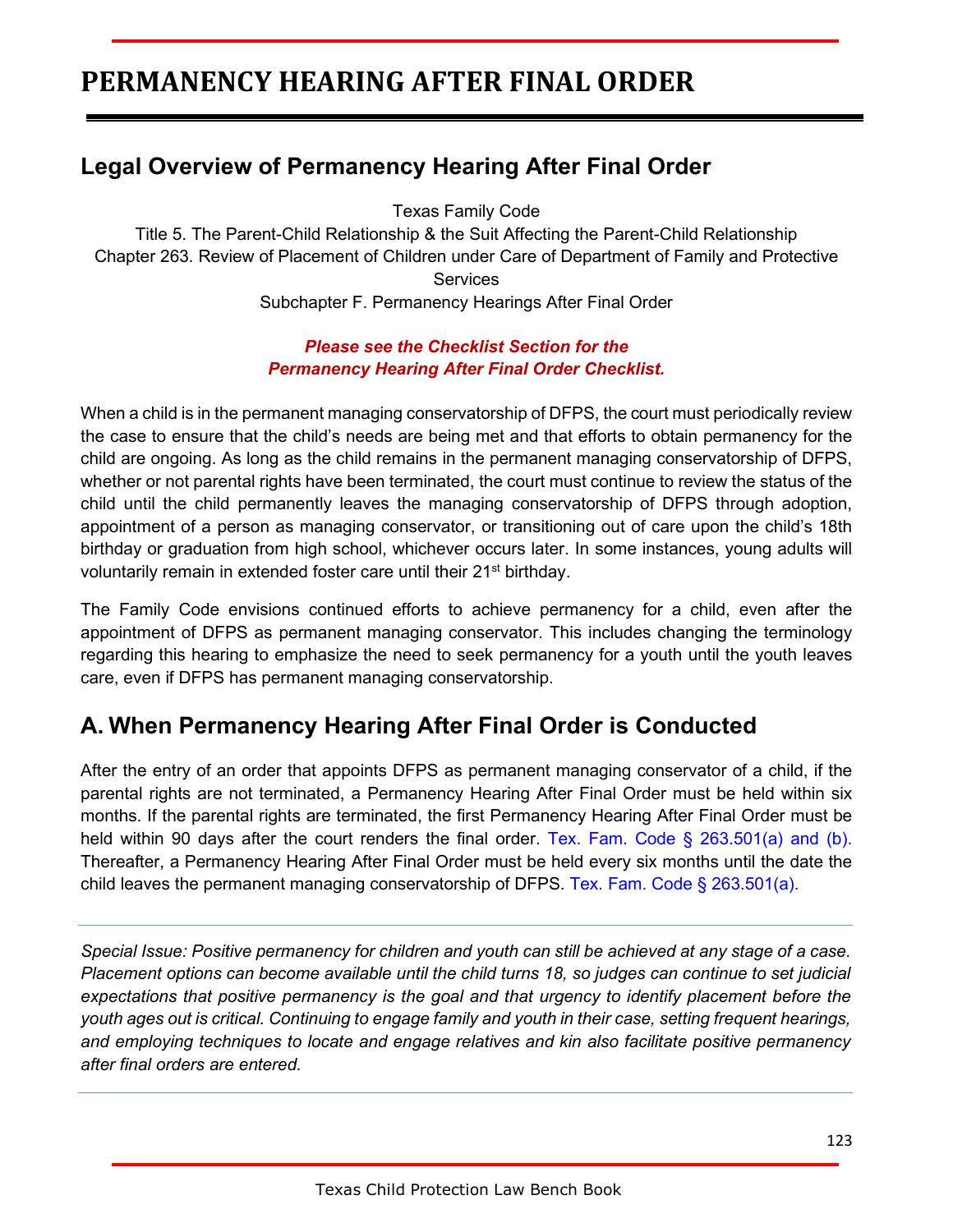# PERMANENCY HEARING AFTER FINAL ORDER

## Legal Overview of Permanency Hearing After Final Order

Texas Family Code
Title 5. The Parent-Child Relationship & the Suit Affecting the Parent-Child Relationship
Chapter 263. Review of Placement of Children under Care of Department of Family and Protective Services
Subchapter F. Permanency Hearings After Final Order

***Please see the Checklist Section for the Permanency Hearing After Final Order Checklist.***

When a child is in the permanent managing conservatorship of DFPS, the court must periodically review the case to ensure that the child's needs are being met and that efforts to obtain permanency for the child are ongoing. As long as the child remains in the permanent managing conservatorship of DFPS, whether or not parental rights have been terminated, the court must continue to review the status of the child until the child permanently leaves the managing conservatorship of DFPS through adoption, appointment of a person as managing conservator, or transitioning out of care upon the child's 18th birthday or graduation from high school, whichever occurs later. In some instances, young adults will voluntarily remain in extended foster care until their 21st birthday.

The Family Code envisions continued efforts to achieve permanency for a child, even after the appointment of DFPS as permanent managing conservator. This includes changing the terminology regarding this hearing to emphasize the need to seek permanency for a youth until the youth leaves care, even if DFPS has permanent managing conservatorship.

## A. When Permanency Hearing After Final Order is Conducted

After the entry of an order that appoints DFPS as permanent managing conservator of a child, if the parental rights are not terminated, a Permanency Hearing After Final Order must be held within six months. If the parental rights are terminated, the first Permanency Hearing After Final Order must be held within 90 days after the court renders the final order. Tex. Fam. Code § 263.501(a) and (b). Thereafter, a Permanency Hearing After Final Order must be held every six months until the date the child leaves the permanent managing conservatorship of DFPS. Tex. Fam. Code § 263.501(a).

---

*Special Issue: Positive permanency for children and youth can still be achieved at any stage of a case. Placement options can become available until the child turns 18, so judges can continue to set judicial expectations that positive permanency is the goal and that urgency to identify placement before the youth ages out is critical. Continuing to engage family and youth in their case, setting frequent hearings, and employing techniques to locate and engage relatives and kin also facilitate positive permanency after final orders are entered.*

---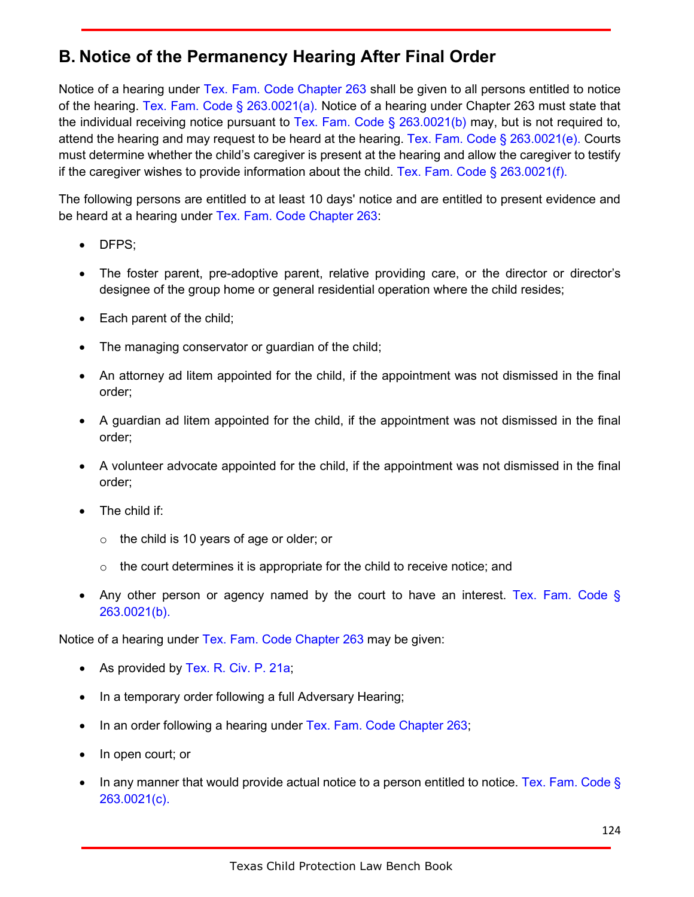## B. Notice of the Permanency Hearing After Final Order

Notice of a hearing under Tex. Fam. Code Chapter 263 shall be given to all persons entitled to notice of the hearing. Tex. Fam. Code § 263.0021(a). Notice of a hearing under Chapter 263 must state that the individual receiving notice pursuant to Tex. Fam. Code § 263.0021(b) may, but is not required to, attend the hearing and may request to be heard at the hearing. Tex. Fam. Code § 263.0021(e). Courts must determine whether the child's caregiver is present at the hearing and allow the caregiver to testify if the caregiver wishes to provide information about the child. Tex. Fam. Code § 263.0021(f).

The following persons are entitled to at least 10 days' notice and are entitled to present evidence and be heard at a hearing under Tex. Fam. Code Chapter 263:

- DFPS;
- The foster parent, pre-adoptive parent, relative providing care, or the director or director's designee of the group home or general residential operation where the child resides;
- Each parent of the child;
- The managing conservator or guardian of the child;
- An attorney ad litem appointed for the child, if the appointment was not dismissed in the final order;
- A guardian ad litem appointed for the child, if the appointment was not dismissed in the final order;
- A volunteer advocate appointed for the child, if the appointment was not dismissed in the final order;
- The child if:
  - the child is 10 years of age or older; or
  - the court determines it is appropriate for the child to receive notice; and
- Any other person or agency named by the court to have an interest. Tex. Fam. Code § 263.0021(b).

Notice of a hearing under Tex. Fam. Code Chapter 263 may be given:

- As provided by Tex. R. Civ. P. 21a;
- In a temporary order following a full Adversary Hearing;
- In an order following a hearing under Tex. Fam. Code Chapter 263;
- In open court; or
- In any manner that would provide actual notice to a person entitled to notice. Tex. Fam. Code § 263.0021(c).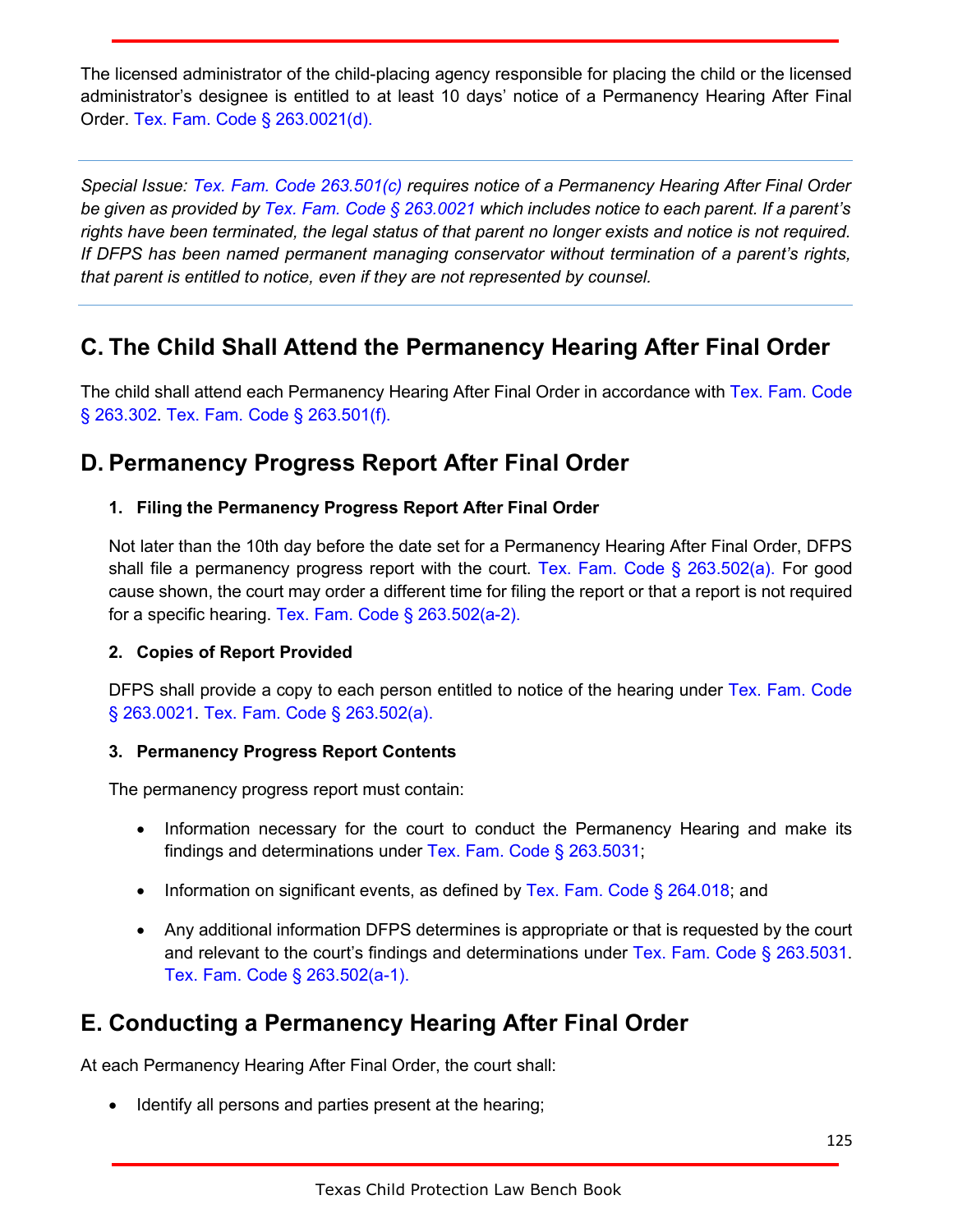The licensed administrator of the child-placing agency responsible for placing the child or the licensed administrator's designee is entitled to at least 10 days' notice of a Permanency Hearing After Final Order. Tex. Fam. Code § 263.0021(d).

---

*Special Issue: Tex. Fam. Code 263.501(c) requires notice of a Permanency Hearing After Final Order be given as provided by Tex. Fam. Code § 263.0021 which includes notice to each parent. If a parent's rights have been terminated, the legal status of that parent no longer exists and notice is not required. If DFPS has been named permanent managing conservator without termination of a parent's rights, that parent is entitled to notice, even if they are not represented by counsel.*

---

## C. The Child Shall Attend the Permanency Hearing After Final Order

The child shall attend each Permanency Hearing After Final Order in accordance with Tex. Fam. Code § 263.302. Tex. Fam. Code § 263.501(f).

## D. Permanency Progress Report After Final Order

### 1. Filing the Permanency Progress Report After Final Order

Not later than the 10th day before the date set for a Permanency Hearing After Final Order, DFPS shall file a permanency progress report with the court. Tex. Fam. Code § 263.502(a). For good cause shown, the court may order a different time for filing the report or that a report is not required for a specific hearing. Tex. Fam. Code § 263.502(a-2).

### 2. Copies of Report Provided

DFPS shall provide a copy to each person entitled to notice of the hearing under Tex. Fam. Code § 263.0021. Tex. Fam. Code § 263.502(a).

### 3. Permanency Progress Report Contents

The permanency progress report must contain:

- Information necessary for the court to conduct the Permanency Hearing and make its findings and determinations under Tex. Fam. Code § 263.5031;
- Information on significant events, as defined by Tex. Fam. Code § 264.018; and
- Any additional information DFPS determines is appropriate or that is requested by the court and relevant to the court's findings and determinations under Tex. Fam. Code § 263.5031. Tex. Fam. Code § 263.502(a-1).

## E. Conducting a Permanency Hearing After Final Order

At each Permanency Hearing After Final Order, the court shall:

- Identify all persons and parties present at the hearing;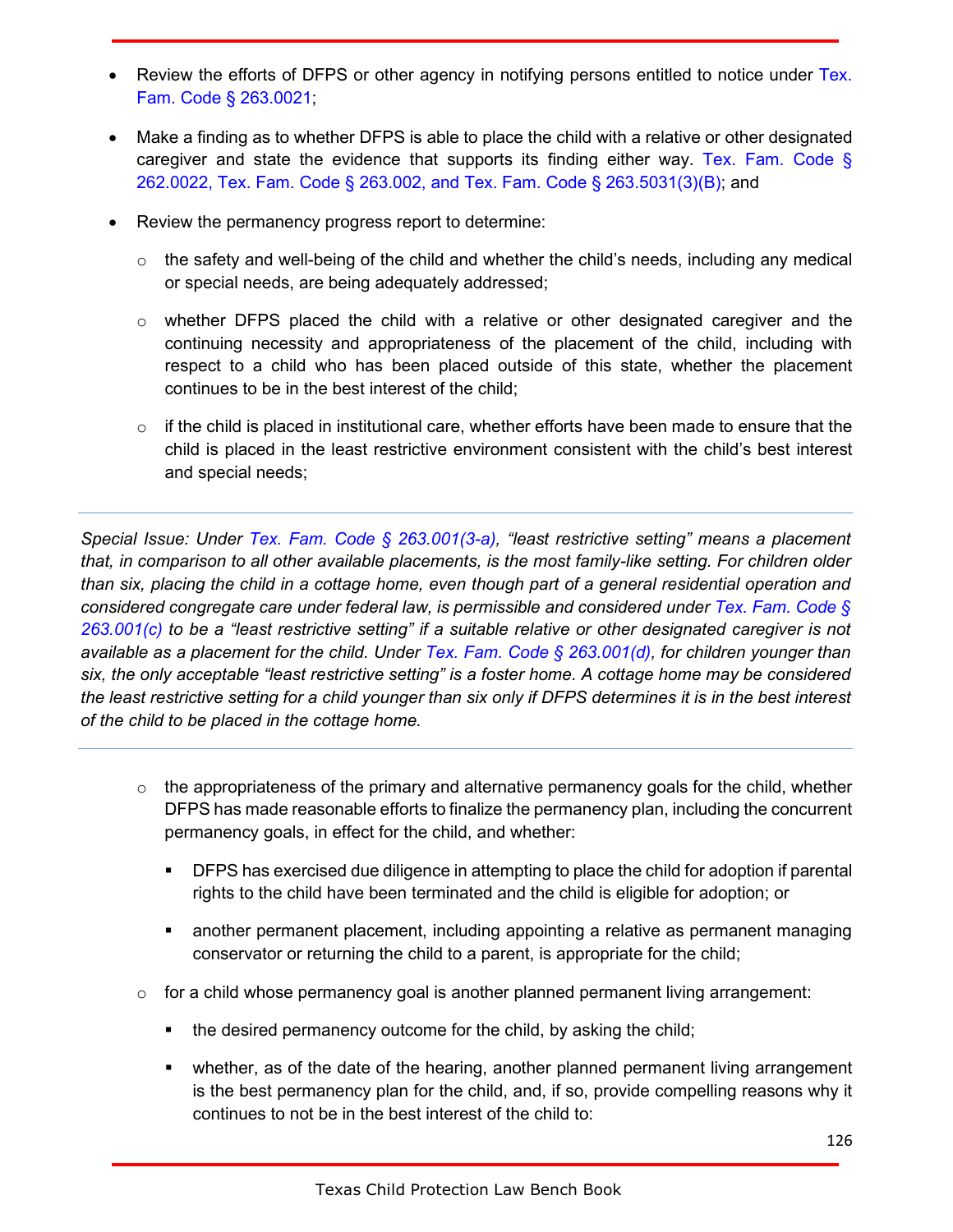- Review the efforts of DFPS or other agency in notifying persons entitled to notice under Tex. Fam. Code § 263.0021;

- Make a finding as to whether DFPS is able to place the child with a relative or other designated caregiver and state the evidence that supports its finding either way. Tex. Fam. Code § 262.0022, Tex. Fam. Code § 263.002, and Tex. Fam. Code § 263.5031(3)(B); and

- Review the permanency progress report to determine:

  - the safety and well-being of the child and whether the child's needs, including any medical or special needs, are being adequately addressed;

  - whether DFPS placed the child with a relative or other designated caregiver and the continuing necessity and appropriateness of the placement of the child, including with respect to a child who has been placed outside of this state, whether the placement continues to be in the best interest of the child;

  - if the child is placed in institutional care, whether efforts have been made to ensure that the child is placed in the least restrictive environment consistent with the child's best interest and special needs;

---

*Special Issue: Under Tex. Fam. Code § 263.001(3-a), "least restrictive setting" means a placement that, in comparison to all other available placements, is the most family-like setting. For children older than six, placing the child in a cottage home, even though part of a general residential operation and considered congregate care under federal law, is permissible and considered under Tex. Fam. Code § 263.001(c) to be a "least restrictive setting" if a suitable relative or other designated caregiver is not available as a placement for the child. Under Tex. Fam. Code § 263.001(d), for children younger than six, the only acceptable "least restrictive setting" is a foster home. A cottage home may be considered the least restrictive setting for a child younger than six only if DFPS determines it is in the best interest of the child to be placed in the cottage home.*

---

  - the appropriateness of the primary and alternative permanency goals for the child, whether DFPS has made reasonable efforts to finalize the permanency plan, including the concurrent permanency goals, in effect for the child, and whether:

    - DFPS has exercised due diligence in attempting to place the child for adoption if parental rights to the child have been terminated and the child is eligible for adoption; or

    - another permanent placement, including appointing a relative as permanent managing conservator or returning the child to a parent, is appropriate for the child;

  - for a child whose permanency goal is another planned permanent living arrangement:

    - the desired permanency outcome for the child, by asking the child;

    - whether, as of the date of the hearing, another planned permanent living arrangement is the best permanency plan for the child, and, if so, provide compelling reasons why it continues to not be in the best interest of the child to: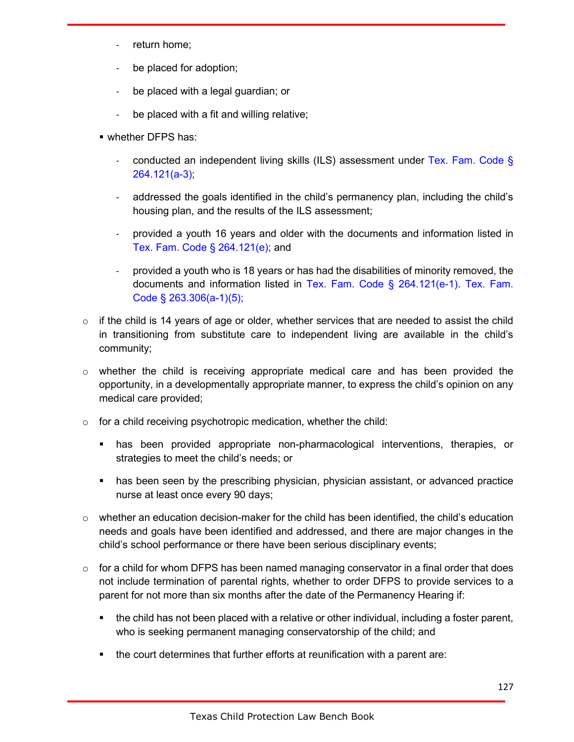- return home;
      - be placed for adoption;
      - be placed with a legal guardian; or
      - be placed with a fit and willing relative;
    - whether DFPS has:
      - conducted an independent living skills (ILS) assessment under Tex. Fam. Code § 264.121(a-3);
      - addressed the goals identified in the child's permanency plan, including the child's housing plan, and the results of the ILS assessment;
      - provided a youth 16 years and older with the documents and information listed in Tex. Fam. Code § 264.121(e); and
      - provided a youth who is 18 years or has had the disabilities of minority removed, the documents and information listed in Tex. Fam. Code § 264.121(e-1). Tex. Fam. Code § 263.306(a-1)(5);
  - if the child is 14 years of age or older, whether services that are needed to assist the child in transitioning from substitute care to independent living are available in the child's community;
  - whether the child is receiving appropriate medical care and has been provided the opportunity, in a developmentally appropriate manner, to express the child's opinion on any medical care provided;
  - for a child receiving psychotropic medication, whether the child:
    - has been provided appropriate non-pharmacological interventions, therapies, or strategies to meet the child's needs; or
    - has been seen by the prescribing physician, physician assistant, or advanced practice nurse at least once every 90 days;
  - whether an education decision-maker for the child has been identified, the child's education needs and goals have been identified and addressed, and there are major changes in the child's school performance or there have been serious disciplinary events;
  - for a child for whom DFPS has been named managing conservator in a final order that does not include termination of parental rights, whether to order DFPS to provide services to a parent for not more than six months after the date of the Permanency Hearing if:
    - the child has not been placed with a relative or other individual, including a foster parent, who is seeking permanent managing conservatorship of the child; and
    - the court determines that further efforts at reunification with a parent are: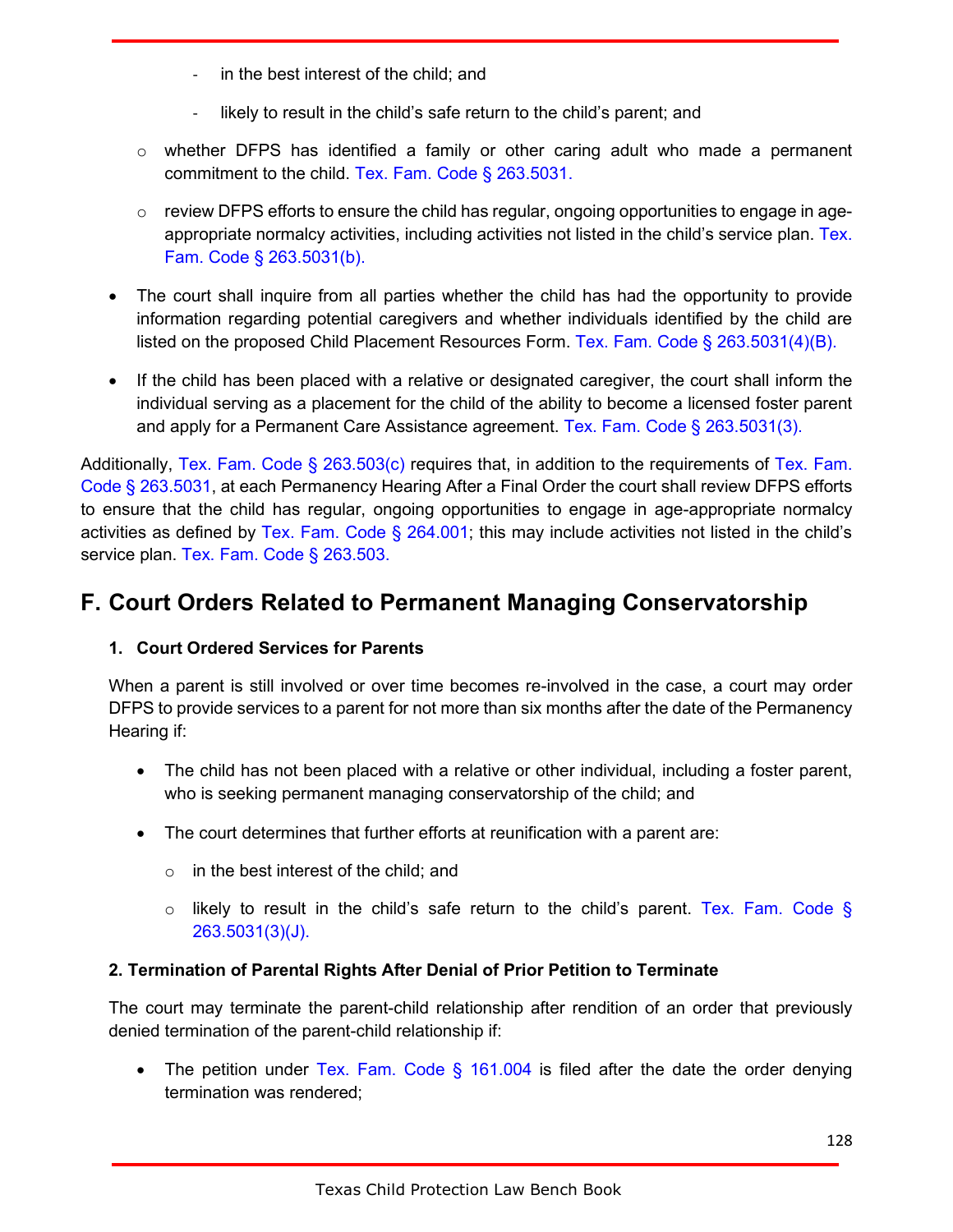- in the best interest of the child; and
    - likely to result in the child's safe return to the child's parent; and
  - whether DFPS has identified a family or other caring adult who made a permanent commitment to the child. Tex. Fam. Code § 263.5031.
  - review DFPS efforts to ensure the child has regular, ongoing opportunities to engage in age-appropriate normalcy activities, including activities not listed in the child's service plan. Tex. Fam. Code § 263.5031(b).
- The court shall inquire from all parties whether the child has had the opportunity to provide information regarding potential caregivers and whether individuals identified by the child are listed on the proposed Child Placement Resources Form. Tex. Fam. Code § 263.5031(4)(B).
- If the child has been placed with a relative or designated caregiver, the court shall inform the individual serving as a placement for the child of the ability to become a licensed foster parent and apply for a Permanent Care Assistance agreement. Tex. Fam. Code § 263.5031(3).

Additionally, Tex. Fam. Code § 263.503(c) requires that, in addition to the requirements of Tex. Fam. Code § 263.5031, at each Permanency Hearing After a Final Order the court shall review DFPS efforts to ensure that the child has regular, ongoing opportunities to engage in age-appropriate normalcy activities as defined by Tex. Fam. Code § 264.001; this may include activities not listed in the child's service plan. Tex. Fam. Code § 263.503.

## F. Court Orders Related to Permanent Managing Conservatorship

### 1. Court Ordered Services for Parents

When a parent is still involved or over time becomes re-involved in the case, a court may order DFPS to provide services to a parent for not more than six months after the date of the Permanency Hearing if:

- The child has not been placed with a relative or other individual, including a foster parent, who is seeking permanent managing conservatorship of the child; and
- The court determines that further efforts at reunification with a parent are:
  - in the best interest of the child; and
  - likely to result in the child's safe return to the child's parent. Tex. Fam. Code § 263.5031(3)(J).

### 2. Termination of Parental Rights After Denial of Prior Petition to Terminate

The court may terminate the parent-child relationship after rendition of an order that previously denied termination of the parent-child relationship if:

- The petition under Tex. Fam. Code § 161.004 is filed after the date the order denying termination was rendered;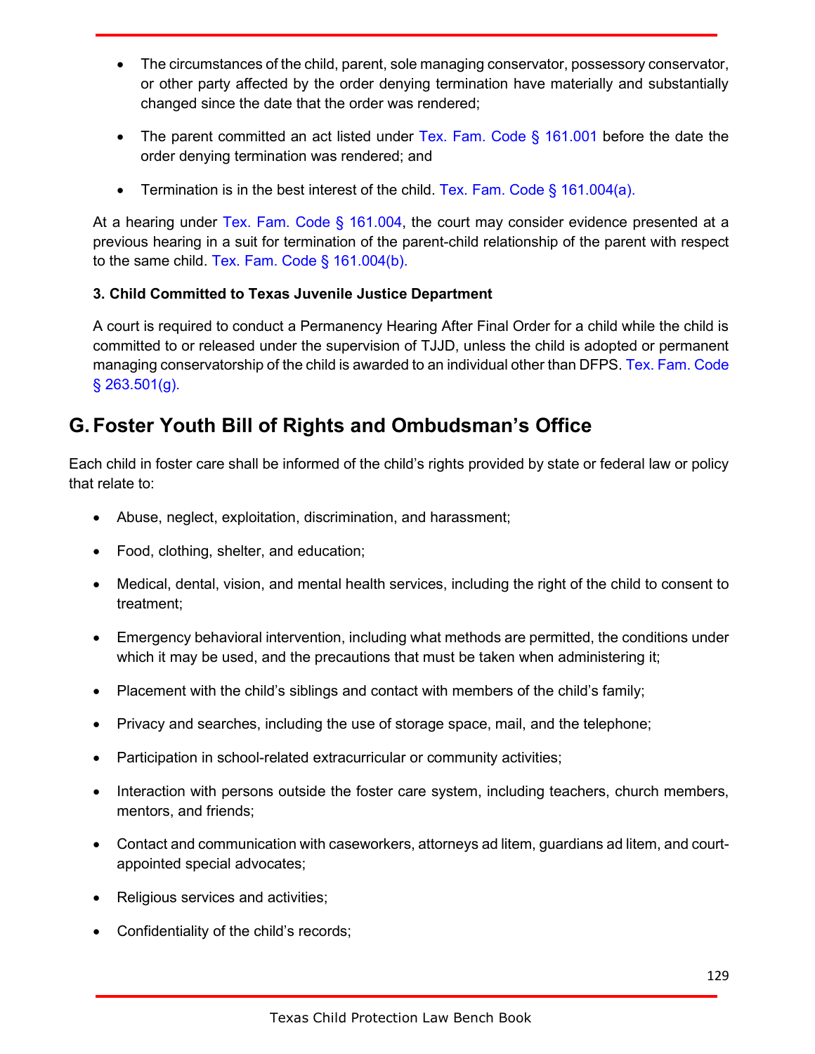- The circumstances of the child, parent, sole managing conservator, possessory conservator, or other party affected by the order denying termination have materially and substantially changed since the date that the order was rendered;

- The parent committed an act listed under Tex. Fam. Code § 161.001 before the date the order denying termination was rendered; and

- Termination is in the best interest of the child. Tex. Fam. Code § 161.004(a).

At a hearing under Tex. Fam. Code § 161.004, the court may consider evidence presented at a previous hearing in a suit for termination of the parent-child relationship of the parent with respect to the same child. Tex. Fam. Code § 161.004(b).

**3. Child Committed to Texas Juvenile Justice Department**

A court is required to conduct a Permanency Hearing After Final Order for a child while the child is committed to or released under the supervision of TJJD, unless the child is adopted or permanent managing conservatorship of the child is awarded to an individual other than DFPS. Tex. Fam. Code § 263.501(g).

## G. Foster Youth Bill of Rights and Ombudsman's Office

Each child in foster care shall be informed of the child's rights provided by state or federal law or policy that relate to:

- Abuse, neglect, exploitation, discrimination, and harassment;

- Food, clothing, shelter, and education;

- Medical, dental, vision, and mental health services, including the right of the child to consent to treatment;

- Emergency behavioral intervention, including what methods are permitted, the conditions under which it may be used, and the precautions that must be taken when administering it;

- Placement with the child's siblings and contact with members of the child's family;

- Privacy and searches, including the use of storage space, mail, and the telephone;

- Participation in school-related extracurricular or community activities;

- Interaction with persons outside the foster care system, including teachers, church members, mentors, and friends;

- Contact and communication with caseworkers, attorneys ad litem, guardians ad litem, and court-appointed special advocates;

- Religious services and activities;

- Confidentiality of the child's records;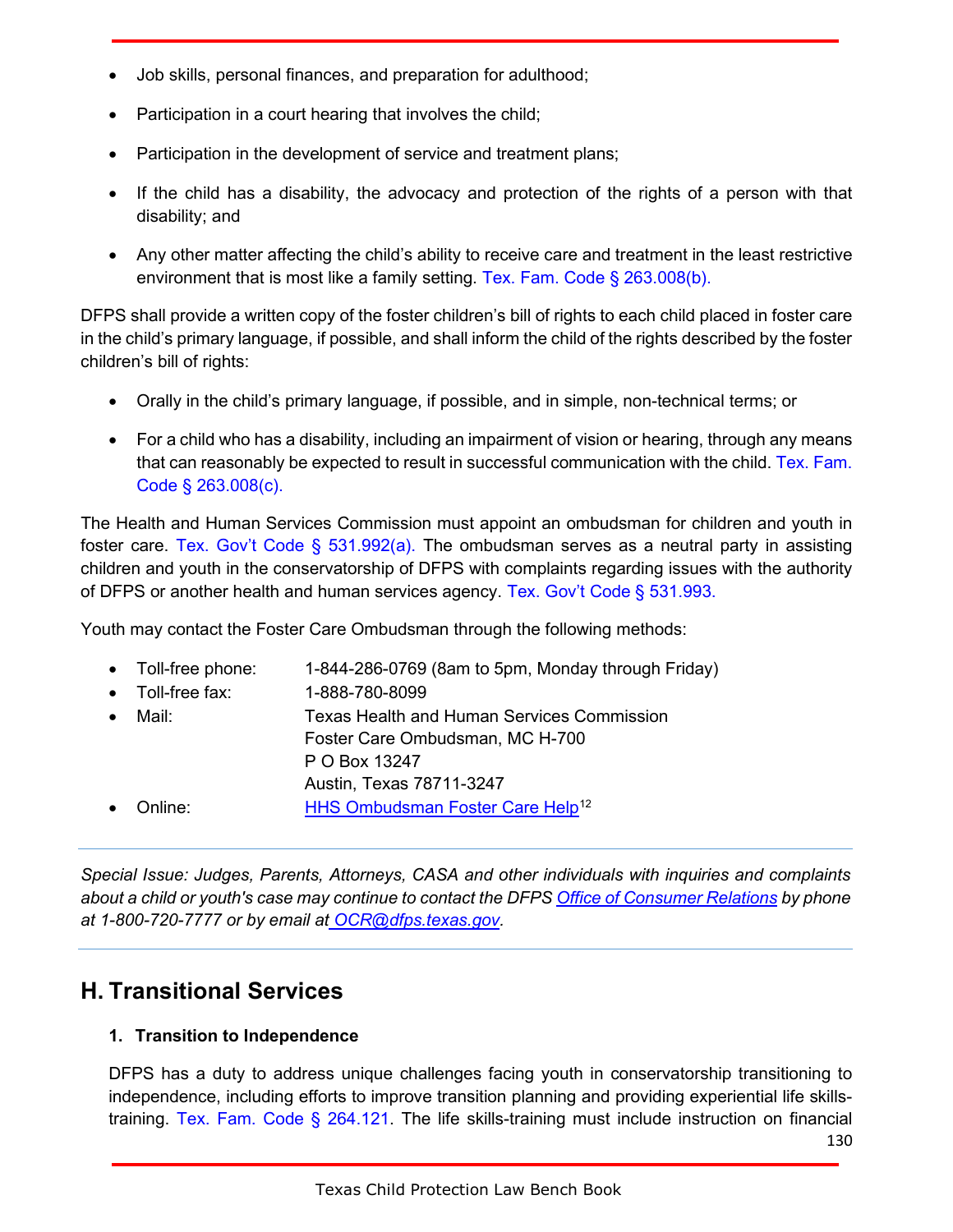- Job skills, personal finances, and preparation for adulthood;
- Participation in a court hearing that involves the child;
- Participation in the development of service and treatment plans;
- If the child has a disability, the advocacy and protection of the rights of a person with that disability; and
- Any other matter affecting the child's ability to receive care and treatment in the least restrictive environment that is most like a family setting. Tex. Fam. Code § 263.008(b).

DFPS shall provide a written copy of the foster children's bill of rights to each child placed in foster care in the child's primary language, if possible, and shall inform the child of the rights described by the foster children's bill of rights:

- Orally in the child's primary language, if possible, and in simple, non-technical terms; or
- For a child who has a disability, including an impairment of vision or hearing, through any means that can reasonably be expected to result in successful communication with the child. Tex. Fam. Code § 263.008(c).

The Health and Human Services Commission must appoint an ombudsman for children and youth in foster care. Tex. Gov't Code § 531.992(a). The ombudsman serves as a neutral party in assisting children and youth in the conservatorship of DFPS with complaints regarding issues with the authority of DFPS or another health and human services agency. Tex. Gov't Code § 531.993.

Youth may contact the Foster Care Ombudsman through the following methods:

- Toll-free phone: 1-844-286-0769 (8am to 5pm, Monday through Friday)
- Toll-free fax: 1-888-780-8099
- Mail: Texas Health and Human Services Commission
  Foster Care Ombudsman, MC H-700
  P O Box 13247
  Austin, Texas 78711-3247
- Online: HHS Ombudsman Foster Care Help[12]

---

*Special Issue: Judges, Parents, Attorneys, CASA and other individuals with inquiries and complaints about a child or youth's case may continue to contact the DFPS Office of Consumer Relations by phone at 1-800-720-7777 or by email at OCR@dfps.texas.gov.*

---

## H. Transitional Services

### 1. Transition to Independence

DFPS has a duty to address unique challenges facing youth in conservatorship transitioning to independence, including efforts to improve transition planning and providing experiential life skills-training. Tex. Fam. Code § 264.121. The life skills-training must include instruction on financial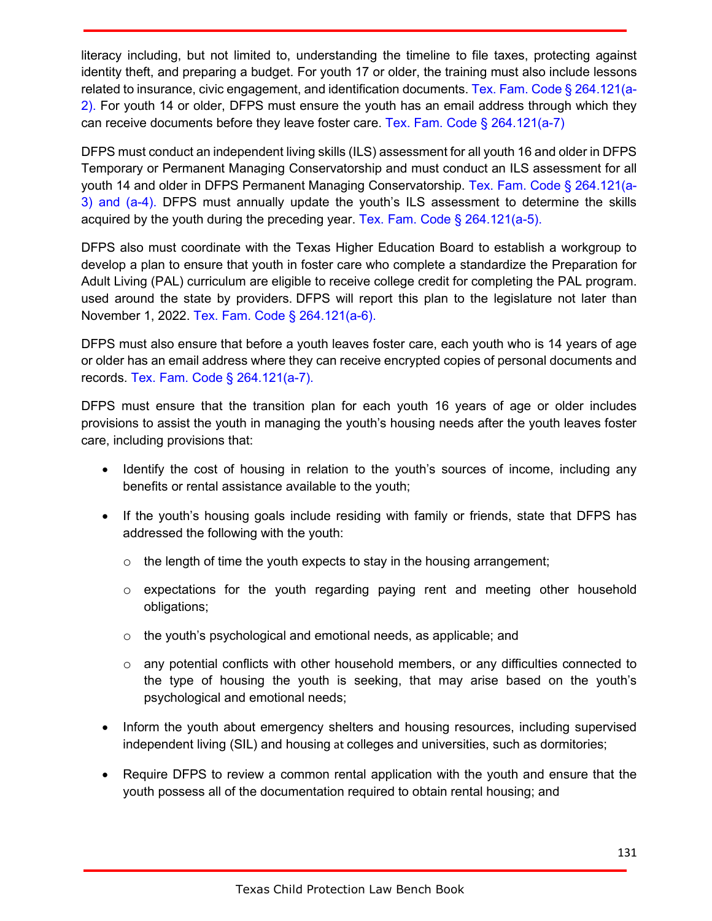literacy including, but not limited to, understanding the timeline to file taxes, protecting against identity theft, and preparing a budget. For youth 17 or older, the training must also include lessons related to insurance, civic engagement, and identification documents. Tex. Fam. Code § 264.121(a-2). For youth 14 or older, DFPS must ensure the youth has an email address through which they can receive documents before they leave foster care. Tex. Fam. Code § 264.121(a-7)

DFPS must conduct an independent living skills (ILS) assessment for all youth 16 and older in DFPS Temporary or Permanent Managing Conservatorship and must conduct an ILS assessment for all youth 14 and older in DFPS Permanent Managing Conservatorship. Tex. Fam. Code § 264.121(a-3) and (a-4). DFPS must annually update the youth's ILS assessment to determine the skills acquired by the youth during the preceding year. Tex. Fam. Code § 264.121(a-5).

DFPS also must coordinate with the Texas Higher Education Board to establish a workgroup to develop a plan to ensure that youth in foster care who complete a standardize the Preparation for Adult Living (PAL) curriculum are eligible to receive college credit for completing the PAL program. used around the state by providers. DFPS will report this plan to the legislature not later than November 1, 2022. Tex. Fam. Code § 264.121(a-6).

DFPS must also ensure that before a youth leaves foster care, each youth who is 14 years of age or older has an email address where they can receive encrypted copies of personal documents and records. Tex. Fam. Code § 264.121(a-7).

DFPS must ensure that the transition plan for each youth 16 years of age or older includes provisions to assist the youth in managing the youth's housing needs after the youth leaves foster care, including provisions that:

- Identify the cost of housing in relation to the youth's sources of income, including any benefits or rental assistance available to the youth;
- If the youth's housing goals include residing with family or friends, state that DFPS has addressed the following with the youth:
  - the length of time the youth expects to stay in the housing arrangement;
  - expectations for the youth regarding paying rent and meeting other household obligations;
  - the youth's psychological and emotional needs, as applicable; and
  - any potential conflicts with other household members, or any difficulties connected to the type of housing the youth is seeking, that may arise based on the youth's psychological and emotional needs;
- Inform the youth about emergency shelters and housing resources, including supervised independent living (SIL) and housing at colleges and universities, such as dormitories;
- Require DFPS to review a common rental application with the youth and ensure that the youth possess all of the documentation required to obtain rental housing; and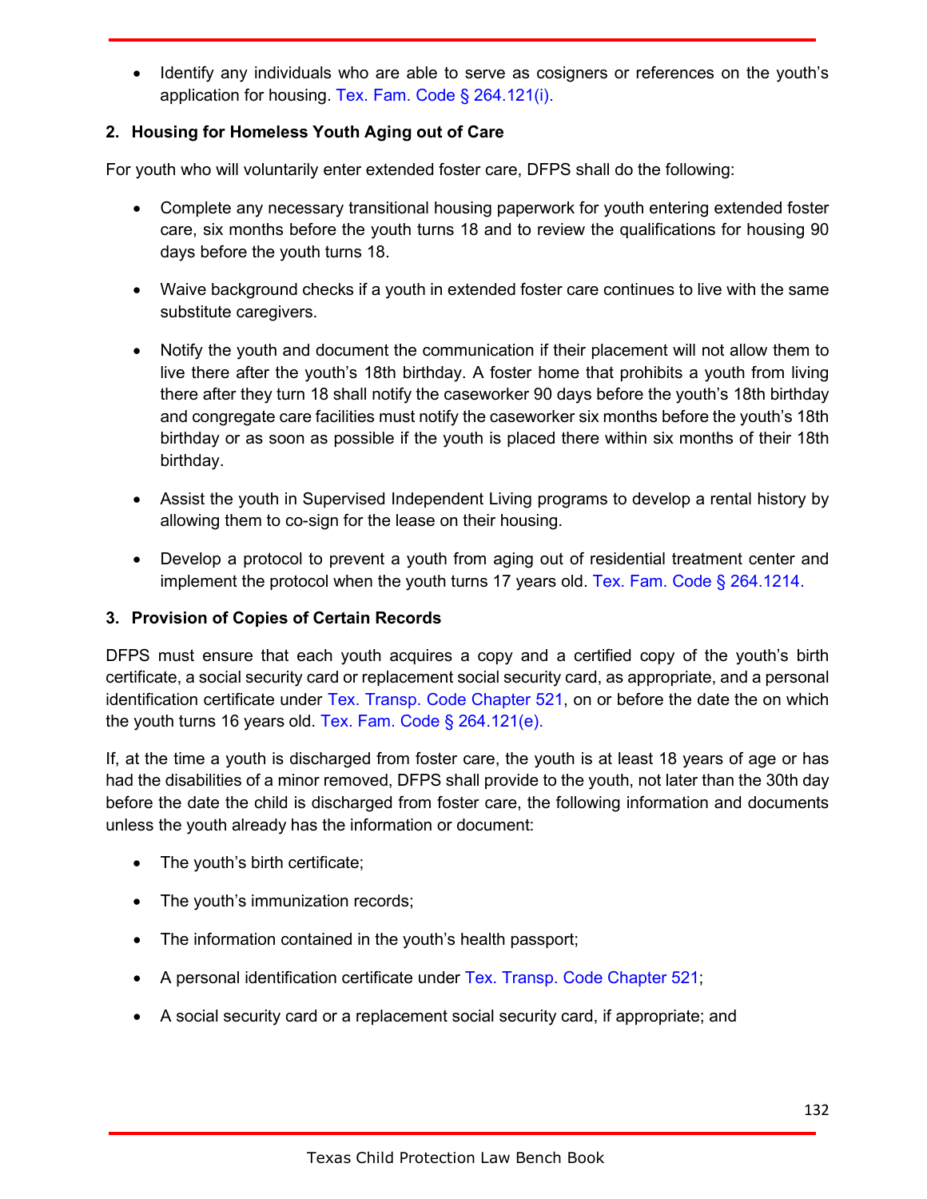- Identify any individuals who are able to serve as cosigners or references on the youth's application for housing. Tex. Fam. Code § 264.121(i).

### 2. Housing for Homeless Youth Aging out of Care

For youth who will voluntarily enter extended foster care, DFPS shall do the following:

- Complete any necessary transitional housing paperwork for youth entering extended foster care, six months before the youth turns 18 and to review the qualifications for housing 90 days before the youth turns 18.

- Waive background checks if a youth in extended foster care continues to live with the same substitute caregivers.

- Notify the youth and document the communication if their placement will not allow them to live there after the youth's 18th birthday. A foster home that prohibits a youth from living there after they turn 18 shall notify the caseworker 90 days before the youth's 18th birthday and congregate care facilities must notify the caseworker six months before the youth's 18th birthday or as soon as possible if the youth is placed there within six months of their 18th birthday.

- Assist the youth in Supervised Independent Living programs to develop a rental history by allowing them to co-sign for the lease on their housing.

- Develop a protocol to prevent a youth from aging out of residential treatment center and implement the protocol when the youth turns 17 years old. Tex. Fam. Code § 264.1214.

### 3. Provision of Copies of Certain Records

DFPS must ensure that each youth acquires a copy and a certified copy of the youth's birth certificate, a social security card or replacement social security card, as appropriate, and a personal identification certificate under Tex. Transp. Code Chapter 521, on or before the date the on which the youth turns 16 years old. Tex. Fam. Code § 264.121(e).

If, at the time a youth is discharged from foster care, the youth is at least 18 years of age or has had the disabilities of a minor removed, DFPS shall provide to the youth, not later than the 30th day before the date the child is discharged from foster care, the following information and documents unless the youth already has the information or document:

- The youth's birth certificate;

- The youth's immunization records;

- The information contained in the youth's health passport;

- A personal identification certificate under Tex. Transp. Code Chapter 521;

- A social security card or a replacement social security card, if appropriate; and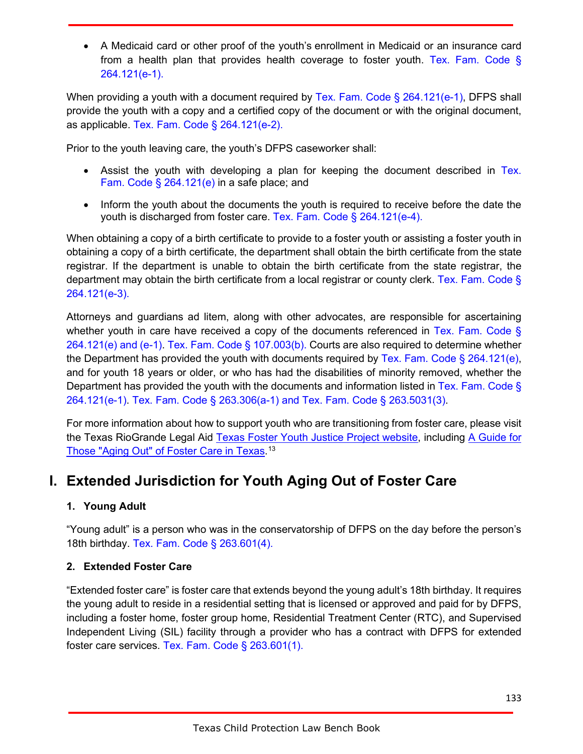- A Medicaid card or other proof of the youth's enrollment in Medicaid or an insurance card from a health plan that provides health coverage to foster youth. Tex. Fam. Code § 264.121(e-1).

When providing a youth with a document required by Tex. Fam. Code § 264.121(e-1), DFPS shall provide the youth with a copy and a certified copy of the document or with the original document, as applicable. Tex. Fam. Code § 264.121(e-2).

Prior to the youth leaving care, the youth's DFPS caseworker shall:

- Assist the youth with developing a plan for keeping the document described in Tex. Fam. Code § 264.121(e) in a safe place; and
- Inform the youth about the documents the youth is required to receive before the date the youth is discharged from foster care. Tex. Fam. Code § 264.121(e-4).

When obtaining a copy of a birth certificate to provide to a foster youth or assisting a foster youth in obtaining a copy of a birth certificate, the department shall obtain the birth certificate from the state registrar. If the department is unable to obtain the birth certificate from the state registrar, the department may obtain the birth certificate from a local registrar or county clerk. Tex. Fam. Code § 264.121(e-3).

Attorneys and guardians ad litem, along with other advocates, are responsible for ascertaining whether youth in care have received a copy of the documents referenced in Tex. Fam. Code § 264.121(e) and (e-1). Tex. Fam. Code § 107.003(b). Courts are also required to determine whether the Department has provided the youth with documents required by Tex. Fam. Code § 264.121(e), and for youth 18 years or older, or who has had the disabilities of minority removed, whether the Department has provided the youth with the documents and information listed in Tex. Fam. Code § 264.121(e-1). Tex. Fam. Code § 263.306(a-1) and Tex. Fam. Code § 263.5031(3).

For more information about how to support youth who are transitioning from foster care, please visit the Texas RioGrande Legal Aid Texas Foster Youth Justice Project website, including A Guide for Those "Aging Out" of Foster Care in Texas.[13]

## I. Extended Jurisdiction for Youth Aging Out of Foster Care

### 1. Young Adult

"Young adult" is a person who was in the conservatorship of DFPS on the day before the person's 18th birthday. Tex. Fam. Code § 263.601(4).

### 2. Extended Foster Care

"Extended foster care" is foster care that extends beyond the young adult's 18th birthday. It requires the young adult to reside in a residential setting that is licensed or approved and paid for by DFPS, including a foster home, foster group home, Residential Treatment Center (RTC), and Supervised Independent Living (SIL) facility through a provider who has a contract with DFPS for extended foster care services. Tex. Fam. Code § 263.601(1).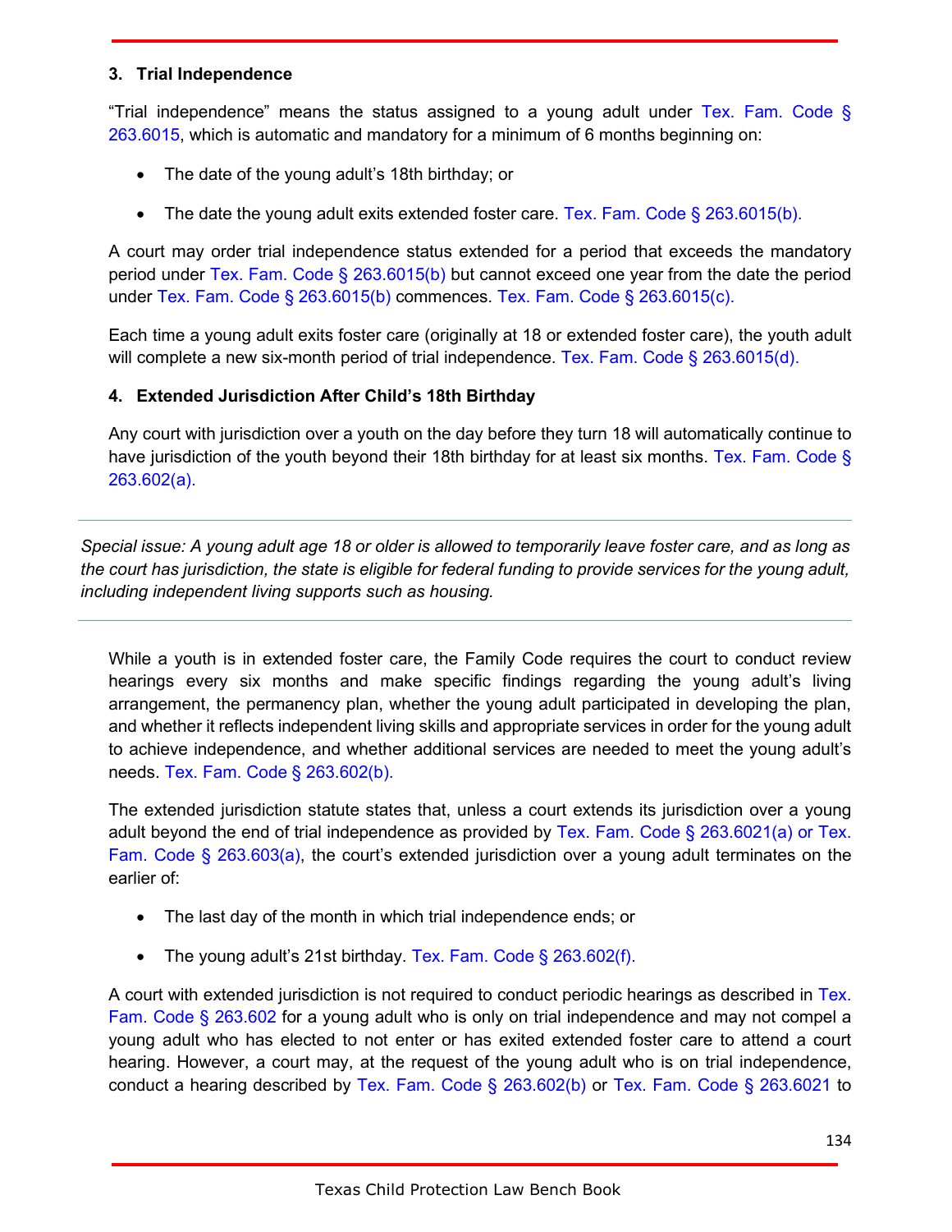### 3. Trial Independence

"Trial independence" means the status assigned to a young adult under Tex. Fam. Code § 263.6015, which is automatic and mandatory for a minimum of 6 months beginning on:

- The date of the young adult's 18th birthday; or
- The date the young adult exits extended foster care. Tex. Fam. Code § 263.6015(b).

A court may order trial independence status extended for a period that exceeds the mandatory period under Tex. Fam. Code § 263.6015(b) but cannot exceed one year from the date the period under Tex. Fam. Code § 263.6015(b) commences. Tex. Fam. Code § 263.6015(c).

Each time a young adult exits foster care (originally at 18 or extended foster care), the youth adult will complete a new six-month period of trial independence. Tex. Fam. Code § 263.6015(d).

### 4. Extended Jurisdiction After Child's 18th Birthday

Any court with jurisdiction over a youth on the day before they turn 18 will automatically continue to have jurisdiction of the youth beyond their 18th birthday for at least six months. Tex. Fam. Code § 263.602(a).

---

*Special issue: A young adult age 18 or older is allowed to temporarily leave foster care, and as long as the court has jurisdiction, the state is eligible for federal funding to provide services for the young adult, including independent living supports such as housing.*

---

While a youth is in extended foster care, the Family Code requires the court to conduct review hearings every six months and make specific findings regarding the young adult's living arrangement, the permanency plan, whether the young adult participated in developing the plan, and whether it reflects independent living skills and appropriate services in order for the young adult to achieve independence, and whether additional services are needed to meet the young adult's needs. Tex. Fam. Code § 263.602(b).

The extended jurisdiction statute states that, unless a court extends its jurisdiction over a young adult beyond the end of trial independence as provided by Tex. Fam. Code § 263.6021(a) or Tex. Fam. Code § 263.603(a), the court's extended jurisdiction over a young adult terminates on the earlier of:

- The last day of the month in which trial independence ends; or
- The young adult's 21st birthday. Tex. Fam. Code § 263.602(f).

A court with extended jurisdiction is not required to conduct periodic hearings as described in Tex. Fam. Code § 263.602 for a young adult who is only on trial independence and may not compel a young adult who has elected to not enter or has exited extended foster care to attend a court hearing. However, a court may, at the request of the young adult who is on trial independence, conduct a hearing described by Tex. Fam. Code § 263.602(b) or Tex. Fam. Code § 263.6021 to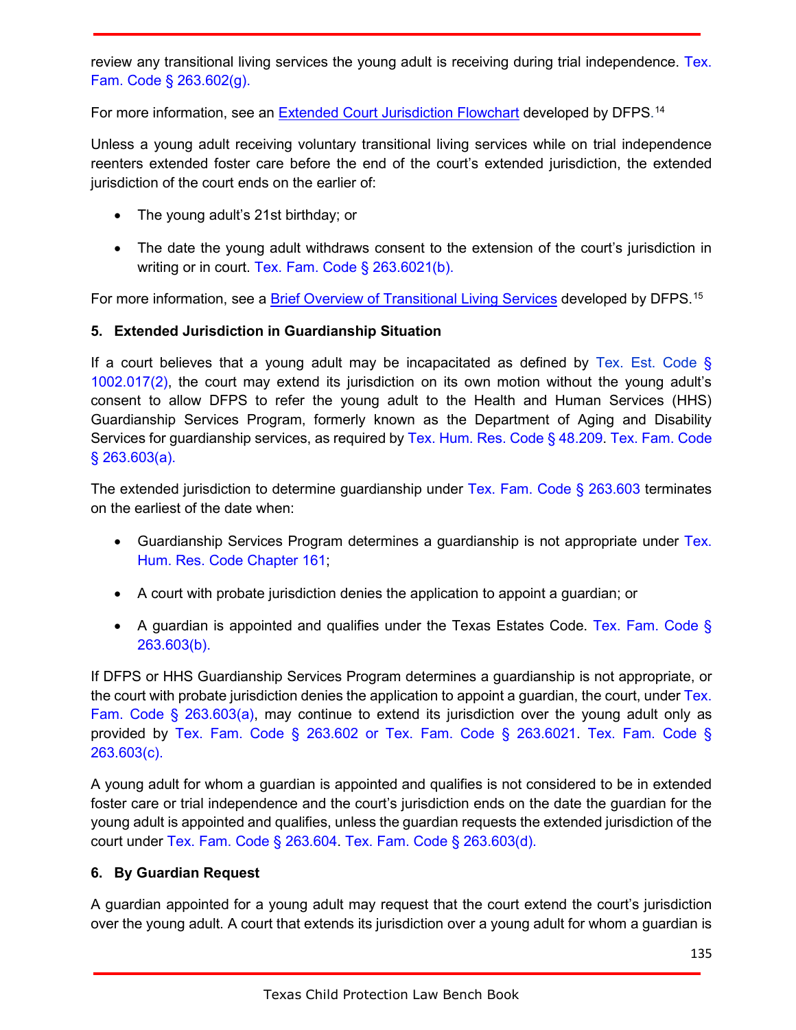review any transitional living services the young adult is receiving during trial independence. Tex. Fam. Code § 263.602(g).

For more information, see an Extended Court Jurisdiction Flowchart developed by DFPS.[14]

Unless a young adult receiving voluntary transitional living services while on trial independence reenters extended foster care before the end of the court's extended jurisdiction, the extended jurisdiction of the court ends on the earlier of:

- The young adult's 21st birthday; or
- The date the young adult withdraws consent to the extension of the court's jurisdiction in writing or in court. Tex. Fam. Code § 263.6021(b).

For more information, see a Brief Overview of Transitional Living Services developed by DFPS.[15]

**5. Extended Jurisdiction in Guardianship Situation**

If a court believes that a young adult may be incapacitated as defined by Tex. Est. Code § 1002.017(2), the court may extend its jurisdiction on its own motion without the young adult's consent to allow DFPS to refer the young adult to the Health and Human Services (HHS) Guardianship Services Program, formerly known as the Department of Aging and Disability Services for guardianship services, as required by Tex. Hum. Res. Code § 48.209. Tex. Fam. Code § 263.603(a).

The extended jurisdiction to determine guardianship under Tex. Fam. Code § 263.603 terminates on the earliest of the date when:

- Guardianship Services Program determines a guardianship is not appropriate under Tex. Hum. Res. Code Chapter 161;
- A court with probate jurisdiction denies the application to appoint a guardian; or
- A guardian is appointed and qualifies under the Texas Estates Code. Tex. Fam. Code § 263.603(b).

If DFPS or HHS Guardianship Services Program determines a guardianship is not appropriate, or the court with probate jurisdiction denies the application to appoint a guardian, the court, under Tex. Fam. Code § 263.603(a), may continue to extend its jurisdiction over the young adult only as provided by Tex. Fam. Code § 263.602 or Tex. Fam. Code § 263.6021. Tex. Fam. Code § 263.603(c).

A young adult for whom a guardian is appointed and qualifies is not considered to be in extended foster care or trial independence and the court's jurisdiction ends on the date the guardian for the young adult is appointed and qualifies, unless the guardian requests the extended jurisdiction of the court under Tex. Fam. Code § 263.604. Tex. Fam. Code § 263.603(d).

**6. By Guardian Request**

A guardian appointed for a young adult may request that the court extend the court's jurisdiction over the young adult. A court that extends its jurisdiction over a young adult for whom a guardian is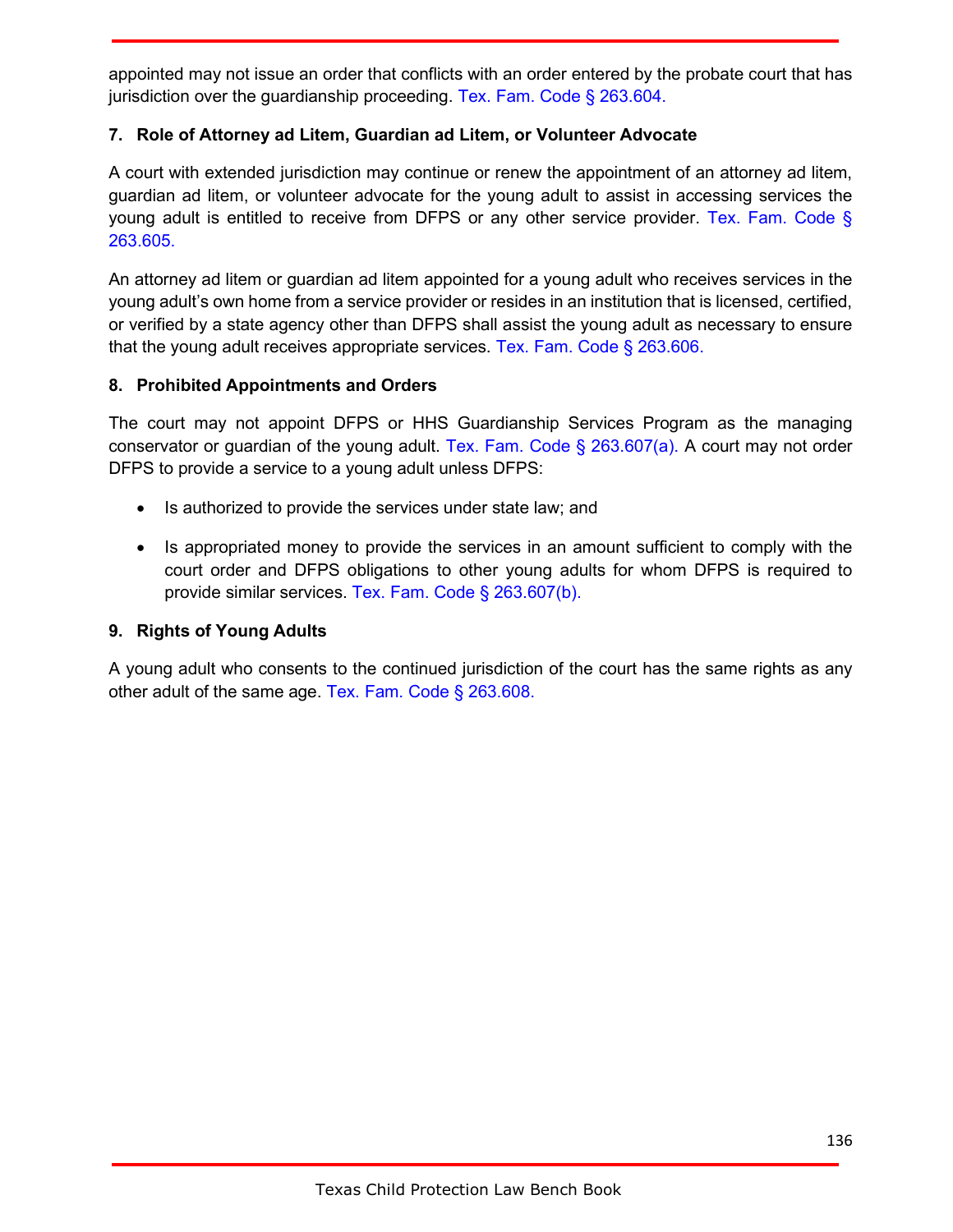appointed may not issue an order that conflicts with an order entered by the probate court that has jurisdiction over the guardianship proceeding. Tex. Fam. Code § 263.604.

### 7. Role of Attorney ad Litem, Guardian ad Litem, or Volunteer Advocate

A court with extended jurisdiction may continue or renew the appointment of an attorney ad litem, guardian ad litem, or volunteer advocate for the young adult to assist in accessing services the young adult is entitled to receive from DFPS or any other service provider. Tex. Fam. Code § 263.605.

An attorney ad litem or guardian ad litem appointed for a young adult who receives services in the young adult's own home from a service provider or resides in an institution that is licensed, certified, or verified by a state agency other than DFPS shall assist the young adult as necessary to ensure that the young adult receives appropriate services. Tex. Fam. Code § 263.606.

### 8. Prohibited Appointments and Orders

The court may not appoint DFPS or HHS Guardianship Services Program as the managing conservator or guardian of the young adult. Tex. Fam. Code § 263.607(a). A court may not order DFPS to provide a service to a young adult unless DFPS:

- Is authorized to provide the services under state law; and
- Is appropriated money to provide the services in an amount sufficient to comply with the court order and DFPS obligations to other young adults for whom DFPS is required to provide similar services. Tex. Fam. Code § 263.607(b).

### 9. Rights of Young Adults

A young adult who consents to the continued jurisdiction of the court has the same rights as any other adult of the same age. Tex. Fam. Code § 263.608.